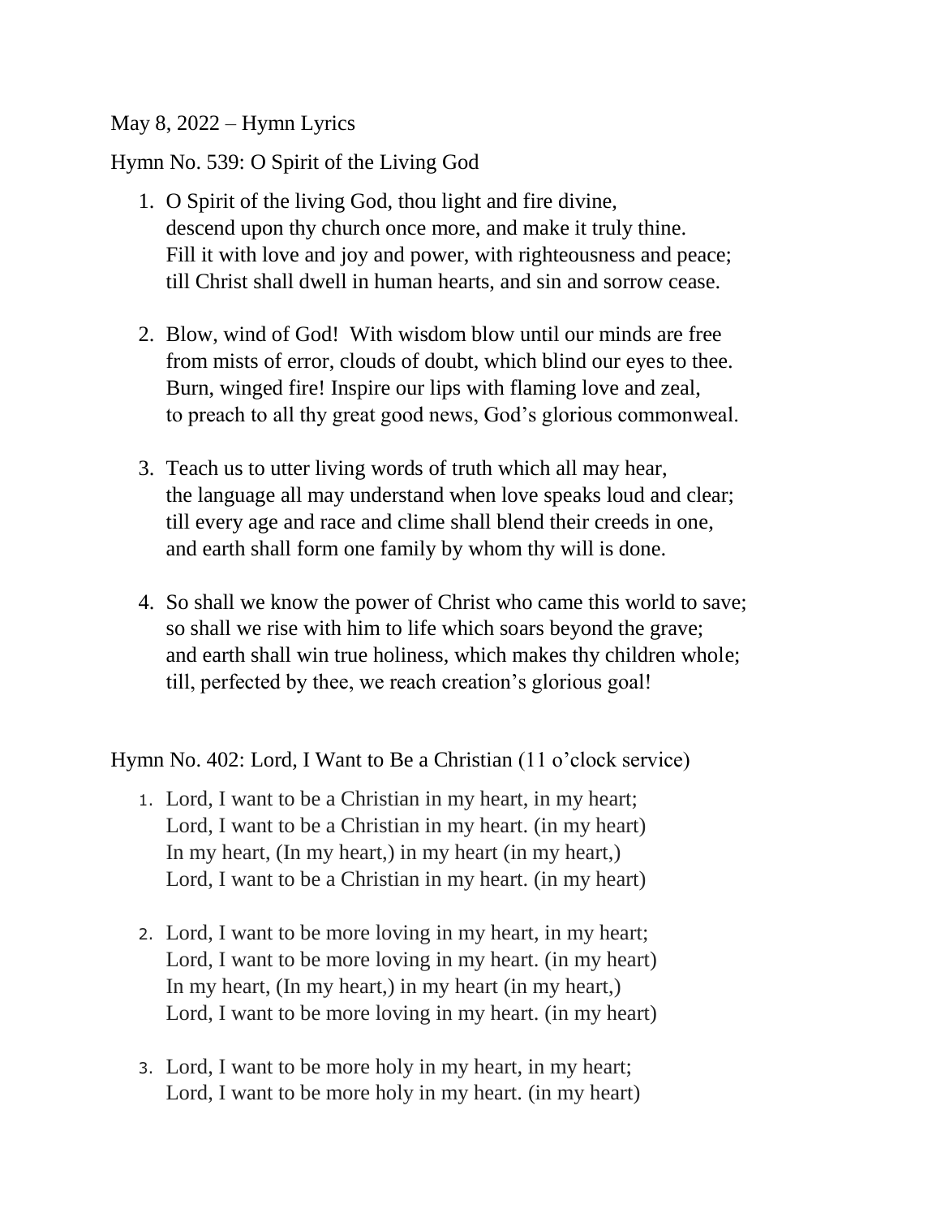May 8, 2022 – Hymn Lyrics

Hymn No. 539: O Spirit of the Living God

1. O Spirit of the living God, thou light and fire divine,
   descend upon thy church once more, and make it truly thine.
   Fill it with love and joy and power, with righteousness and peace;
   till Christ shall dwell in human hearts, and sin and sorrow cease.

2. Blow, wind of God! With wisdom blow until our minds are free
   from mists of error, clouds of doubt, which blind our eyes to thee.
   Burn, winged fire! Inspire our lips with flaming love and zeal,
   to preach to all thy great good news, God's glorious commonweal.

3. Teach us to utter living words of truth which all may hear,
   the language all may understand when love speaks loud and clear;
   till every age and race and clime shall blend their creeds in one,
   and earth shall form one family by whom thy will is done.

4. So shall we know the power of Christ who came this world to save;
   so shall we rise with him to life which soars beyond the grave;
   and earth shall win true holiness, which makes thy children whole;
   till, perfected by thee, we reach creation's glorious goal!

Hymn No. 402: Lord, I Want to Be a Christian (11 o'clock service)

1. Lord, I want to be a Christian in my heart, in my heart;
   Lord, I want to be a Christian in my heart. (in my heart)
   In my heart, (In my heart,) in my heart (in my heart,)
   Lord, I want to be a Christian in my heart. (in my heart)

2. Lord, I want to be more loving in my heart, in my heart;
   Lord, I want to be more loving in my heart. (in my heart)
   In my heart, (In my heart,) in my heart (in my heart,)
   Lord, I want to be more loving in my heart. (in my heart)

3. Lord, I want to be more holy in my heart, in my heart;
   Lord, I want to be more holy in my heart. (in my heart)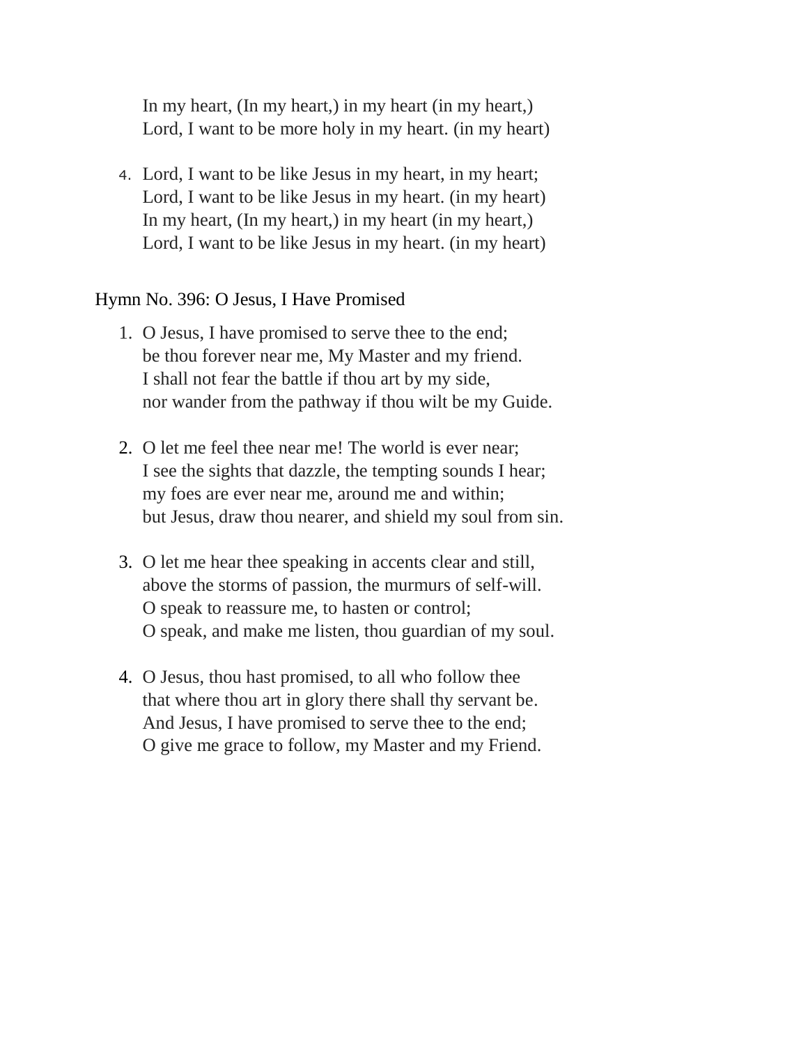In my heart, (In my heart,) in my heart (in my heart,)
Lord, I want to be more holy in my heart. (in my heart)

4. Lord, I want to be like Jesus in my heart, in my heart;
   Lord, I want to be like Jesus in my heart. (in my heart)
   In my heart, (In my heart,) in my heart (in my heart,)
   Lord, I want to be like Jesus in my heart. (in my heart)

Hymn No. 396: O Jesus, I Have Promised

1. O Jesus, I have promised to serve thee to the end;
   be thou forever near me, My Master and my friend.
   I shall not fear the battle if thou art by my side,
   nor wander from the pathway if thou wilt be my Guide.

2. O let me feel thee near me! The world is ever near;
   I see the sights that dazzle, the tempting sounds I hear;
   my foes are ever near me, around me and within;
   but Jesus, draw thou nearer, and shield my soul from sin.

3. O let me hear thee speaking in accents clear and still,
   above the storms of passion, the murmurs of self-will.
   O speak to reassure me, to hasten or control;
   O speak, and make me listen, thou guardian of my soul.

4. O Jesus, thou hast promised, to all who follow thee
   that where thou art in glory there shall thy servant be.
   And Jesus, I have promised to serve thee to the end;
   O give me grace to follow, my Master and my Friend.